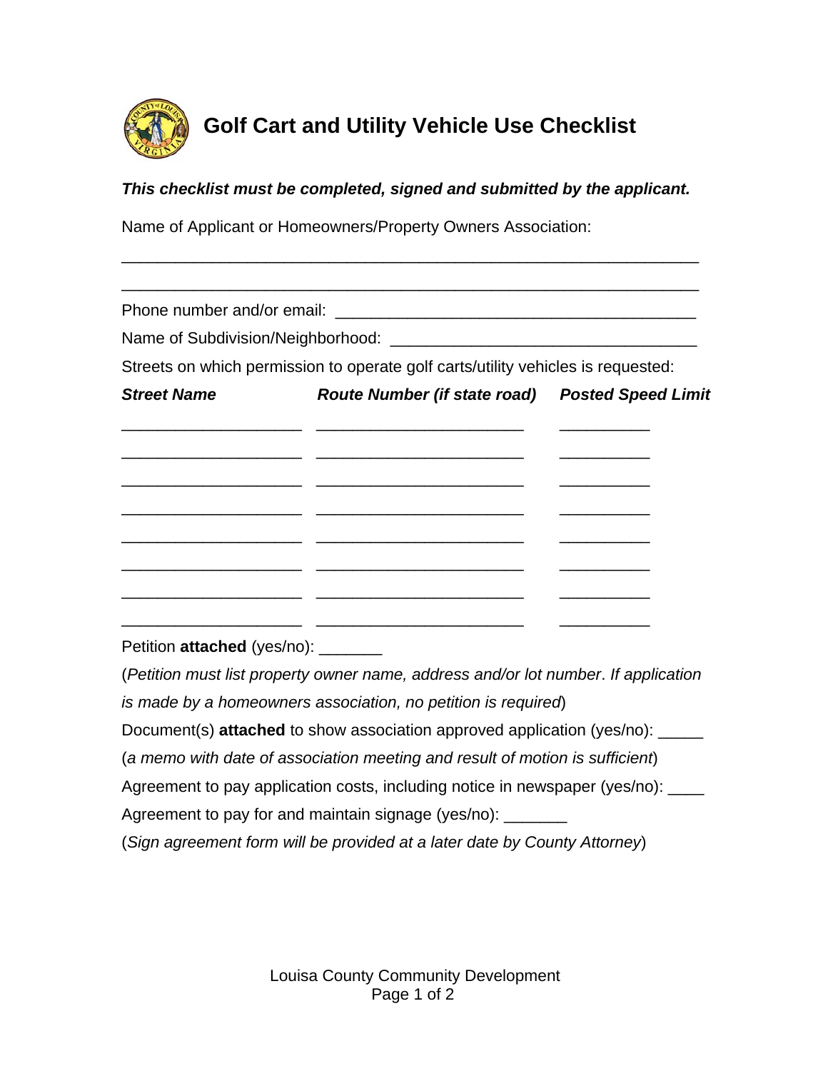# Golf Cart and Utility Vehicle Use Checklist

***This checklist must be completed, signed and submitted by the applicant.***

Name of Applicant or Homeowners/Property Owners Association:

_______________________________________________________________

_______________________________________________________________

Phone number and/or email: ________________________________________

Name of Subdivision/Neighborhood: __________________________________

Streets on which permission to operate golf carts/utility vehicles is requested:

| ***Street Name*** | ***Route Number (if state road)*** | ***Posted Speed Limit*** |
|---|---|---|
| ____________________ | _______________________ | __________ |
| ____________________ | _______________________ | __________ |
| ____________________ | _______________________ | __________ |
| ____________________ | _______________________ | __________ |
| ____________________ | _______________________ | __________ |
| ____________________ | _______________________ | __________ |
| ____________________ | _______________________ | __________ |
| ____________________ | _______________________ | __________ |

Petition **attached** (yes/no): _______

(*Petition must list property owner name, address and/or lot number*. *If application is made by a homeowners association, no petition is required*)

Document(s) **attached** to show association approved application (yes/no): _____

(*a memo with date of association meeting and result of motion is sufficient*)

Agreement to pay application costs, including notice in newspaper (yes/no): ____

Agreement to pay for and maintain signage (yes/no): _______

(*Sign agreement form will be provided at a later date by County Attorney*)

Louisa County Community Development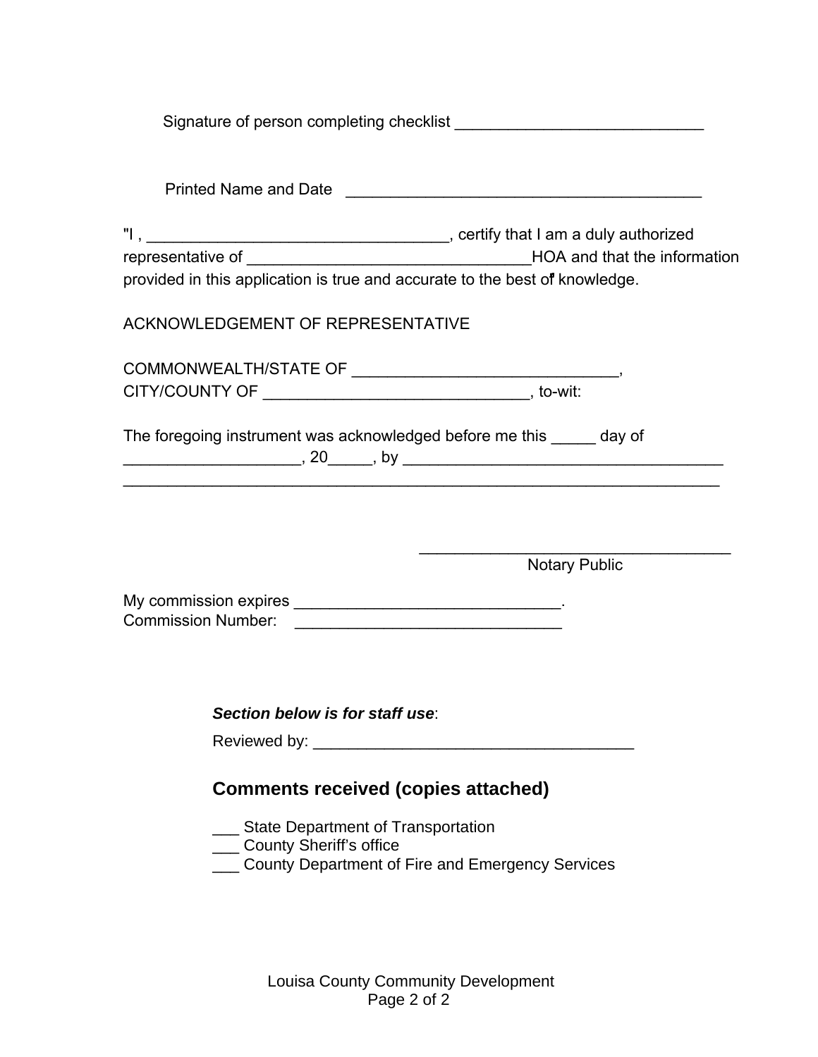Signature of person completing checklist ____________________________

Printed Name and Date ________________________________________

"I , __________________________________, certify that I am a duly authorized representative of _______________________________HOA and that the information provided in this application is true and accurate to the best of knowledge.

ACKNOWLEDGEMENT OF REPRESENTATIVE

COMMONWEALTH/STATE OF _____________________________,
CITY/COUNTY OF ______________________________, to-wit:

The foregoing instrument was acknowledged before me this _____ day of ____________________, 20_____, by ____________________________________
___________________________________________________________________

___________________________________
Notary Public

My commission expires ______________________________.
Commission Number: ______________________________

***Section below is for staff use***:

Reviewed by: ____________________________________

## Comments received (copies attached)

___ State Department of Transportation
___ County Sheriff's office
___ County Department of Fire and Emergency Services

Louisa County Community Development